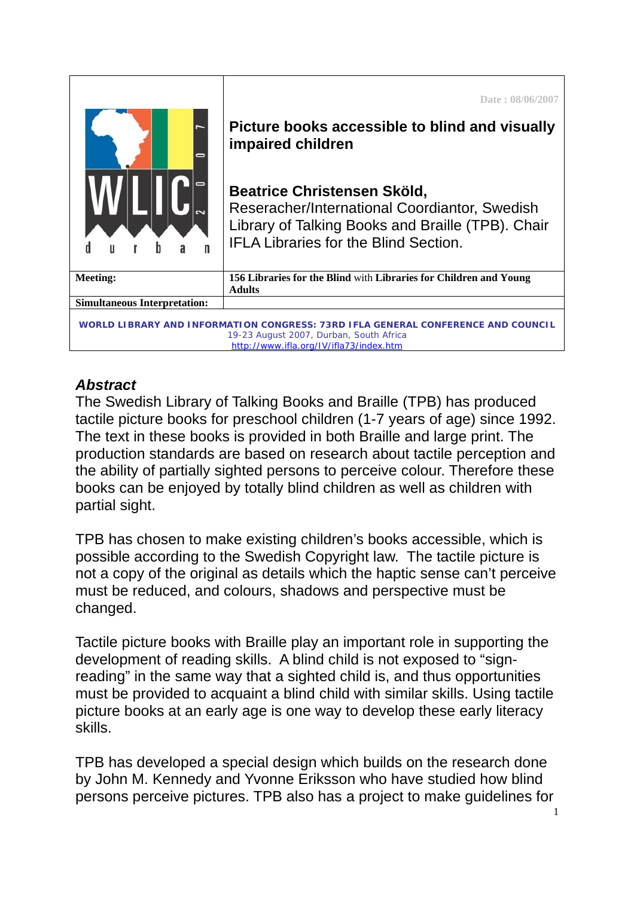| | |
|---|---|
| | Date : 08/06/2007 |
| | **Picture books accessible to blind and visually impaired children** |
| | **Beatrice Christensen Sköld,** Reseracher/International Coordiantor, Swedish Library of Talking Books and Braille (TPB). Chair IFLA Libraries for the Blind Section. |
| **Meeting:** | **156 Libraries for the Blind** with **Libraries for Children and Young Adults** |
| **Simultaneous Interpretation:** | |

**WORLD LIBRARY AND INFORMATION CONGRESS: 73RD IFLA GENERAL CONFERENCE AND COUNCIL**
19-23 August 2007, Durban, South Africa
http://www.ifla.org/IV/ifla73/index.htm

## *Abstract*

The Swedish Library of Talking Books and Braille (TPB) has produced tactile picture books for preschool children (1-7 years of age) since 1992. The text in these books is provided in both Braille and large print. The production standards are based on research about tactile perception and the ability of partially sighted persons to perceive colour. Therefore these books can be enjoyed by totally blind children as well as children with partial sight.

TPB has chosen to make existing children's books accessible, which is possible according to the Swedish Copyright law. The tactile picture is not a copy of the original as details which the haptic sense can't perceive must be reduced, and colours, shadows and perspective must be changed.

Tactile picture books with Braille play an important role in supporting the development of reading skills. A blind child is not exposed to "sign-reading" in the same way that a sighted child is, and thus opportunities must be provided to acquaint a blind child with similar skills. Using tactile picture books at an early age is one way to develop these early literacy skills.

TPB has developed a special design which builds on the research done by John M. Kennedy and Yvonne Eriksson who have studied how blind persons perceive pictures. TPB also has a project to make guidelines for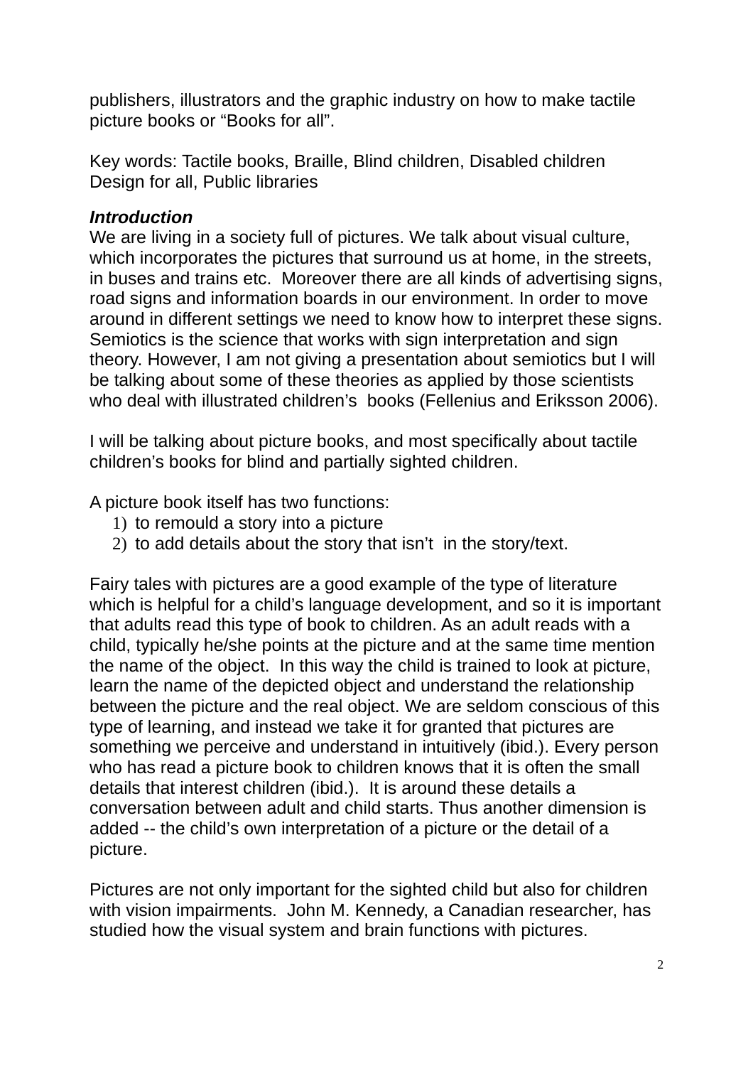publishers, illustrators and the graphic industry on how to make tactile picture books or “Books for all”.

Key words: Tactile books, Braille, Blind children, Disabled children Design for all, Public libraries

***Introduction***

We are living in a society full of pictures. We talk about visual culture, which incorporates the pictures that surround us at home, in the streets, in buses and trains etc. Moreover there are all kinds of advertising signs, road signs and information boards in our environment. In order to move around in different settings we need to know how to interpret these signs. Semiotics is the science that works with sign interpretation and sign theory. However, I am not giving a presentation about semiotics but I will be talking about some of these theories as applied by those scientists who deal with illustrated children’s books (Fellenius and Eriksson 2006).

I will be talking about picture books, and most specifically about tactile children’s books for blind and partially sighted children.

A picture book itself has two functions:

1) to remould a story into a picture
2) to add details about the story that isn’t in the story/text.

Fairy tales with pictures are a good example of the type of literature which is helpful for a child’s language development, and so it is important that adults read this type of book to children. As an adult reads with a child, typically he/she points at the picture and at the same time mention the name of the object. In this way the child is trained to look at picture, learn the name of the depicted object and understand the relationship between the picture and the real object. We are seldom conscious of this type of learning, and instead we take it for granted that pictures are something we perceive and understand in intuitively (ibid.). Every person who has read a picture book to children knows that it is often the small details that interest children (ibid.). It is around these details a conversation between adult and child starts. Thus another dimension is added -- the child’s own interpretation of a picture or the detail of a picture.

Pictures are not only important for the sighted child but also for children with vision impairments. John M. Kennedy, a Canadian researcher, has studied how the visual system and brain functions with pictures.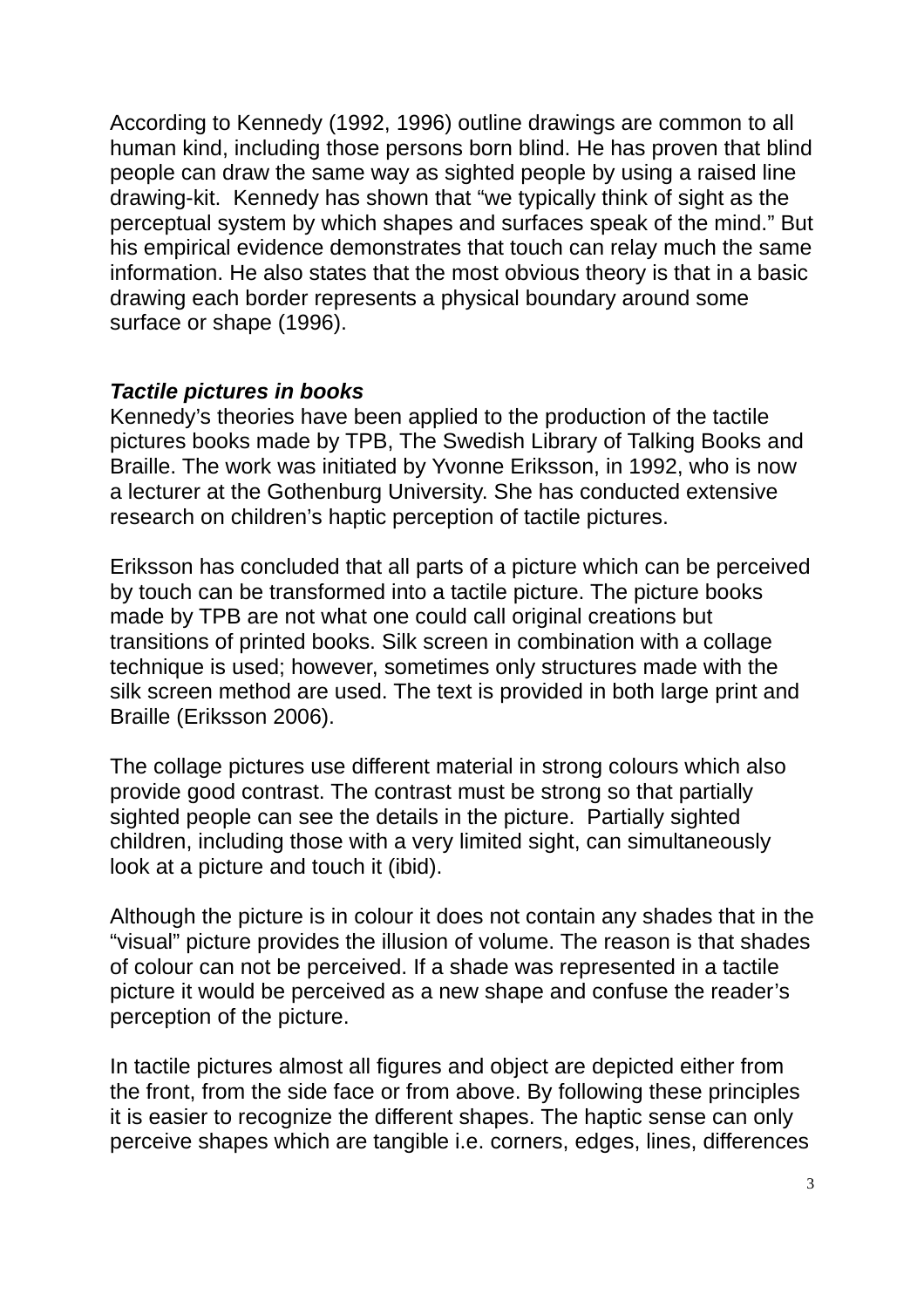According to Kennedy (1992, 1996) outline drawings are common to all human kind, including those persons born blind. He has proven that blind people can draw the same way as sighted people by using a raised line drawing-kit. Kennedy has shown that “we typically think of sight as the perceptual system by which shapes and surfaces speak of the mind.” But his empirical evidence demonstrates that touch can relay much the same information. He also states that the most obvious theory is that in a basic drawing each border represents a physical boundary around some surface or shape (1996).

***Tactile pictures in books***

Kennedy’s theories have been applied to the production of the tactile pictures books made by TPB, The Swedish Library of Talking Books and Braille. The work was initiated by Yvonne Eriksson, in 1992, who is now a lecturer at the Gothenburg University. She has conducted extensive research on children’s haptic perception of tactile pictures.

Eriksson has concluded that all parts of a picture which can be perceived by touch can be transformed into a tactile picture. The picture books made by TPB are not what one could call original creations but transitions of printed books. Silk screen in combination with a collage technique is used; however, sometimes only structures made with the silk screen method are used. The text is provided in both large print and Braille (Eriksson 2006).

The collage pictures use different material in strong colours which also provide good contrast. The contrast must be strong so that partially sighted people can see the details in the picture. Partially sighted children, including those with a very limited sight, can simultaneously look at a picture and touch it (ibid).

Although the picture is in colour it does not contain any shades that in the “visual” picture provides the illusion of volume. The reason is that shades of colour can not be perceived. If a shade was represented in a tactile picture it would be perceived as a new shape and confuse the reader’s perception of the picture.

In tactile pictures almost all figures and object are depicted either from the front, from the side face or from above. By following these principles it is easier to recognize the different shapes. The haptic sense can only perceive shapes which are tangible i.e. corners, edges, lines, differences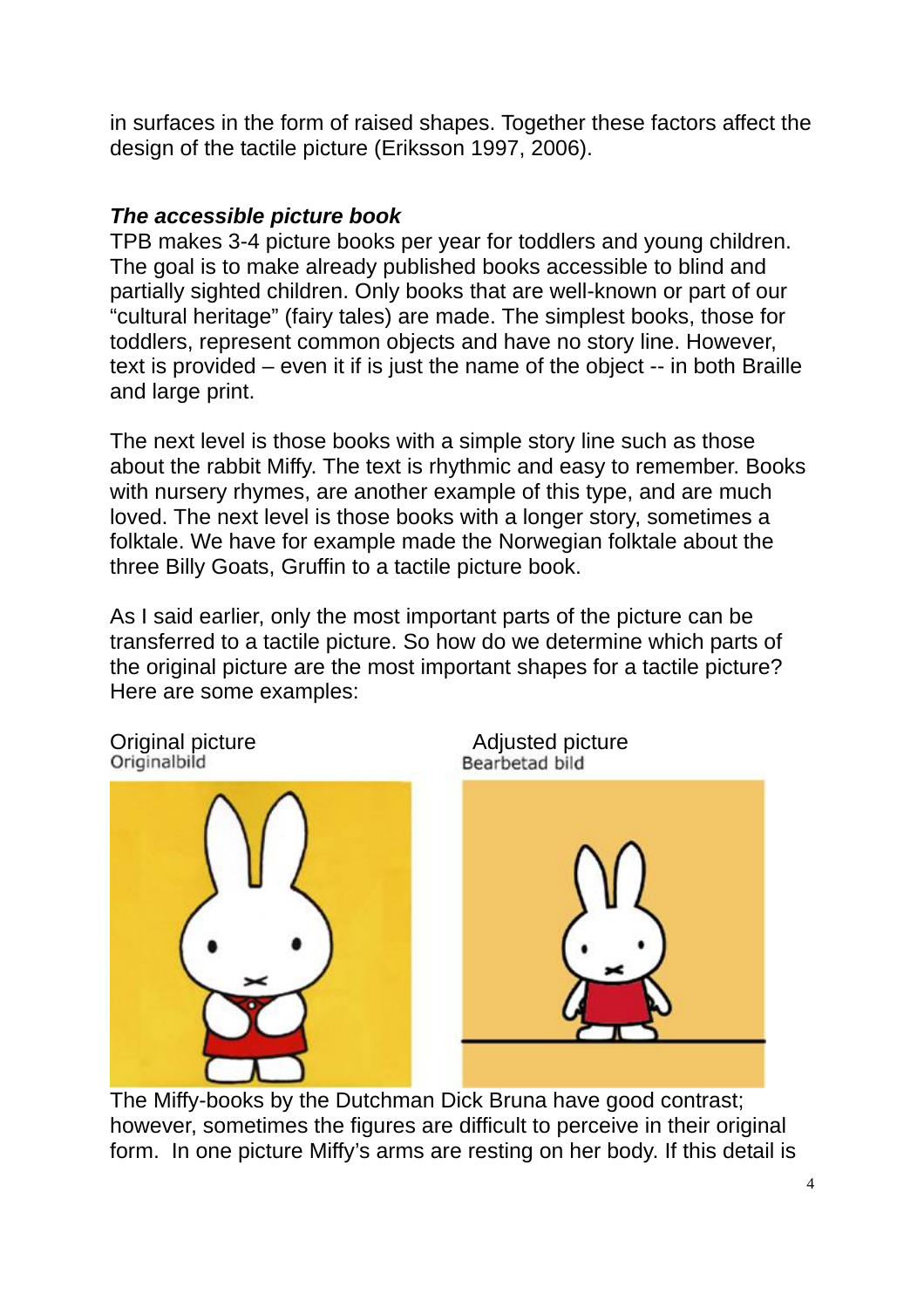in surfaces in the form of raised shapes. Together these factors affect the design of the tactile picture (Eriksson 1997, 2006).

### *The accessible picture book*

TPB makes 3-4 picture books per year for toddlers and young children. The goal is to make already published books accessible to blind and partially sighted children. Only books that are well-known or part of our "cultural heritage" (fairy tales) are made. The simplest books, those for toddlers, represent common objects and have no story line. However, text is provided – even it if is just the name of the object -- in both Braille and large print.

The next level is those books with a simple story line such as those about the rabbit Miffy. The text is rhythmic and easy to remember. Books with nursery rhymes, are another example of this type, and are much loved. The next level is those books with a longer story, sometimes a folktale. We have for example made the Norwegian folktale about the three Billy Goats, Gruffin to a tactile picture book.

As I said earlier, only the most important parts of the picture can be transferred to a tactile picture. So how do we determine which parts of the original picture are the most important shapes for a tactile picture? Here are some examples:

Original picture
Originalbild

Adjusted picture
Bearbetad bild

The Miffy-books by the Dutchman Dick Bruna have good contrast; however, sometimes the figures are difficult to perceive in their original form. In one picture Miffy's arms are resting on her body. If this detail is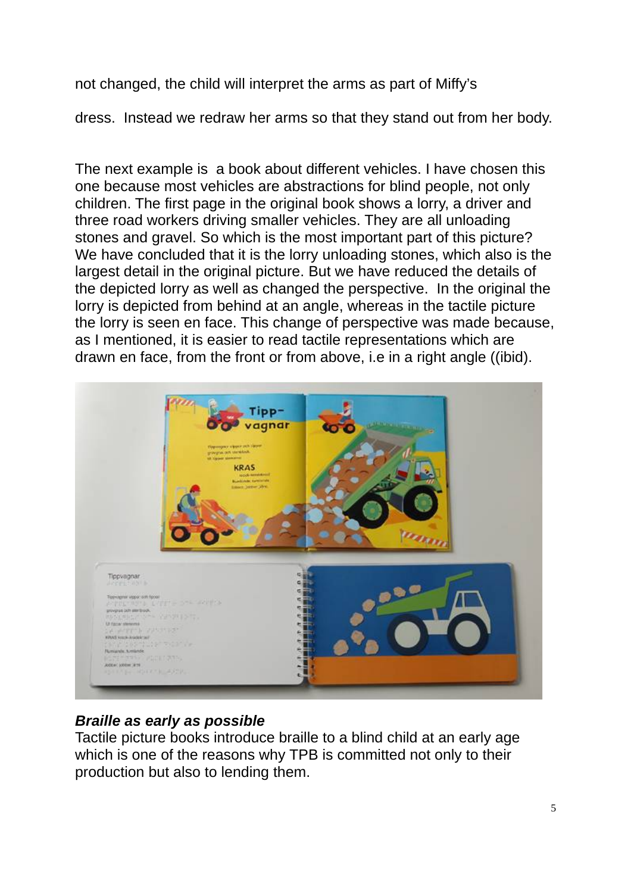not changed, the child will interpret the arms as part of Miffy's

dress. Instead we redraw her arms so that they stand out from her body.

The next example is a book about different vehicles. I have chosen this one because most vehicles are abstractions for blind people, not only children. The first page in the original book shows a lorry, a driver and three road workers driving smaller vehicles. They are all unloading stones and gravel. So which is the most important part of this picture? We have concluded that it is the lorry unloading stones, which also is the largest detail in the original picture. But we have reduced the details of the depicted lorry as well as changed the perspective. In the original the lorry is depicted from behind at an angle, whereas in the tactile picture the lorry is seen en face. This change of perspective was made because, as I mentioned, it is easier to read tactile representations which are drawn en face, from the front or from above, i.e in a right angle ((ibid).

***Braille as early as possible***

Tactile picture books introduce braille to a blind child at an early age which is one of the reasons why TPB is committed not only to their production but also to lending them.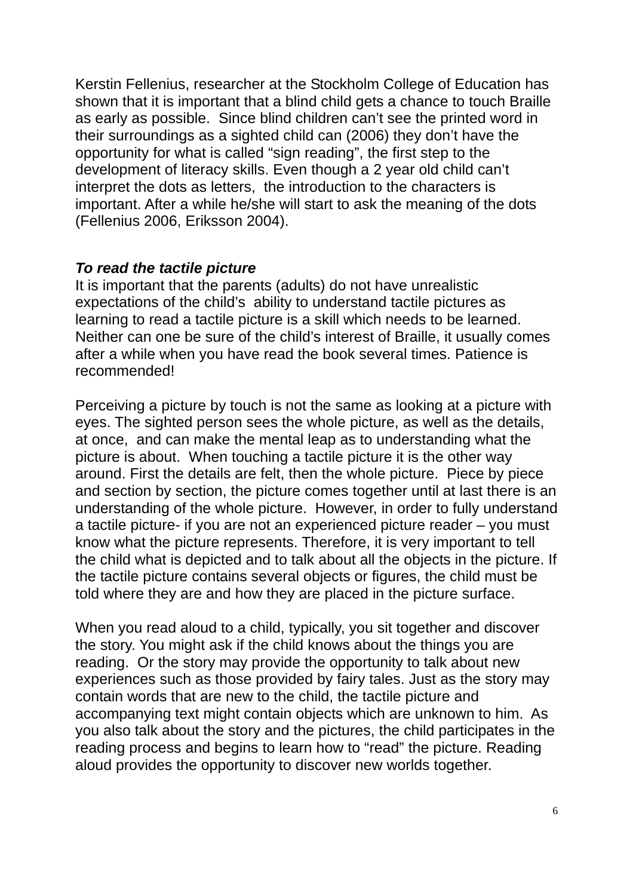Kerstin Fellenius, researcher at the Stockholm College of Education has shown that it is important that a blind child gets a chance to touch Braille as early as possible. Since blind children can't see the printed word in their surroundings as a sighted child can (2006) they don't have the opportunity for what is called "sign reading", the first step to the development of literacy skills. Even though a 2 year old child can't interpret the dots as letters, the introduction to the characters is important. After a while he/she will start to ask the meaning of the dots (Fellenius 2006, Eriksson 2004).

***To read the tactile picture***

It is important that the parents (adults) do not have unrealistic expectations of the child's ability to understand tactile pictures as learning to read a tactile picture is a skill which needs to be learned. Neither can one be sure of the child's interest of Braille, it usually comes after a while when you have read the book several times. Patience is recommended!

Perceiving a picture by touch is not the same as looking at a picture with eyes. The sighted person sees the whole picture, as well as the details, at once, and can make the mental leap as to understanding what the picture is about. When touching a tactile picture it is the other way around. First the details are felt, then the whole picture. Piece by piece and section by section, the picture comes together until at last there is an understanding of the whole picture. However, in order to fully understand a tactile picture- if you are not an experienced picture reader – you must know what the picture represents. Therefore, it is very important to tell the child what is depicted and to talk about all the objects in the picture. If the tactile picture contains several objects or figures, the child must be told where they are and how they are placed in the picture surface.

When you read aloud to a child, typically, you sit together and discover the story. You might ask if the child knows about the things you are reading. Or the story may provide the opportunity to talk about new experiences such as those provided by fairy tales. Just as the story may contain words that are new to the child, the tactile picture and accompanying text might contain objects which are unknown to him. As you also talk about the story and the pictures, the child participates in the reading process and begins to learn how to "read" the picture. Reading aloud provides the opportunity to discover new worlds together.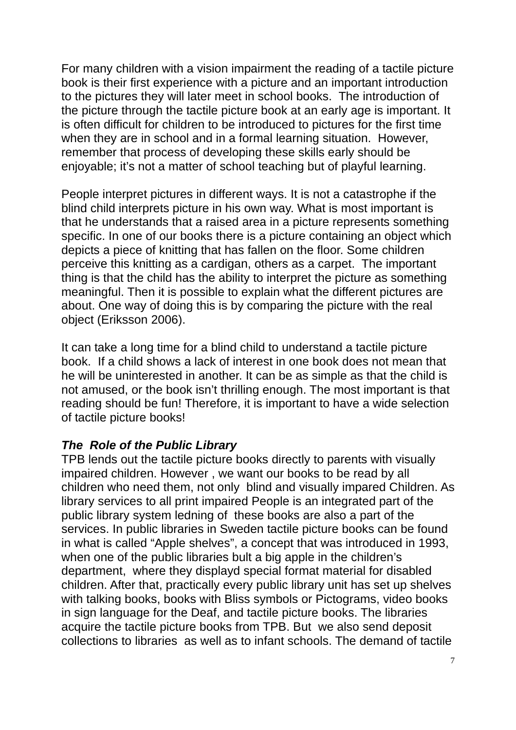For many children with a vision impairment the reading of a tactile picture book is their first experience with a picture and an important introduction to the pictures they will later meet in school books. The introduction of the picture through the tactile picture book at an early age is important. It is often difficult for children to be introduced to pictures for the first time when they are in school and in a formal learning situation. However, remember that process of developing these skills early should be enjoyable; it's not a matter of school teaching but of playful learning.

People interpret pictures in different ways. It is not a catastrophe if the blind child interprets picture in his own way. What is most important is that he understands that a raised area in a picture represents something specific. In one of our books there is a picture containing an object which depicts a piece of knitting that has fallen on the floor. Some children perceive this knitting as a cardigan, others as a carpet. The important thing is that the child has the ability to interpret the picture as something meaningful. Then it is possible to explain what the different pictures are about. One way of doing this is by comparing the picture with the real object (Eriksson 2006).

It can take a long time for a blind child to understand a tactile picture book. If a child shows a lack of interest in one book does not mean that he will be uninterested in another. It can be as simple as that the child is not amused, or the book isn't thrilling enough. The most important is that reading should be fun! Therefore, it is important to have a wide selection of tactile picture books!

***The Role of the Public Library***

TPB lends out the tactile picture books directly to parents with visually impaired children. However , we want our books to be read by all children who need them, not only blind and visually impared Children. As library services to all print impaired People is an integrated part of the public library system ledning of these books are also a part of the services. In public libraries in Sweden tactile picture books can be found in what is called "Apple shelves", a concept that was introduced in 1993, when one of the public libraries bult a big apple in the children's department, where they displayd special format material for disabled children. After that, practically every public library unit has set up shelves with talking books, books with Bliss symbols or Pictograms, video books in sign language for the Deaf, and tactile picture books. The libraries acquire the tactile picture books from TPB. But we also send deposit collections to libraries as well as to infant schools. The demand of tactile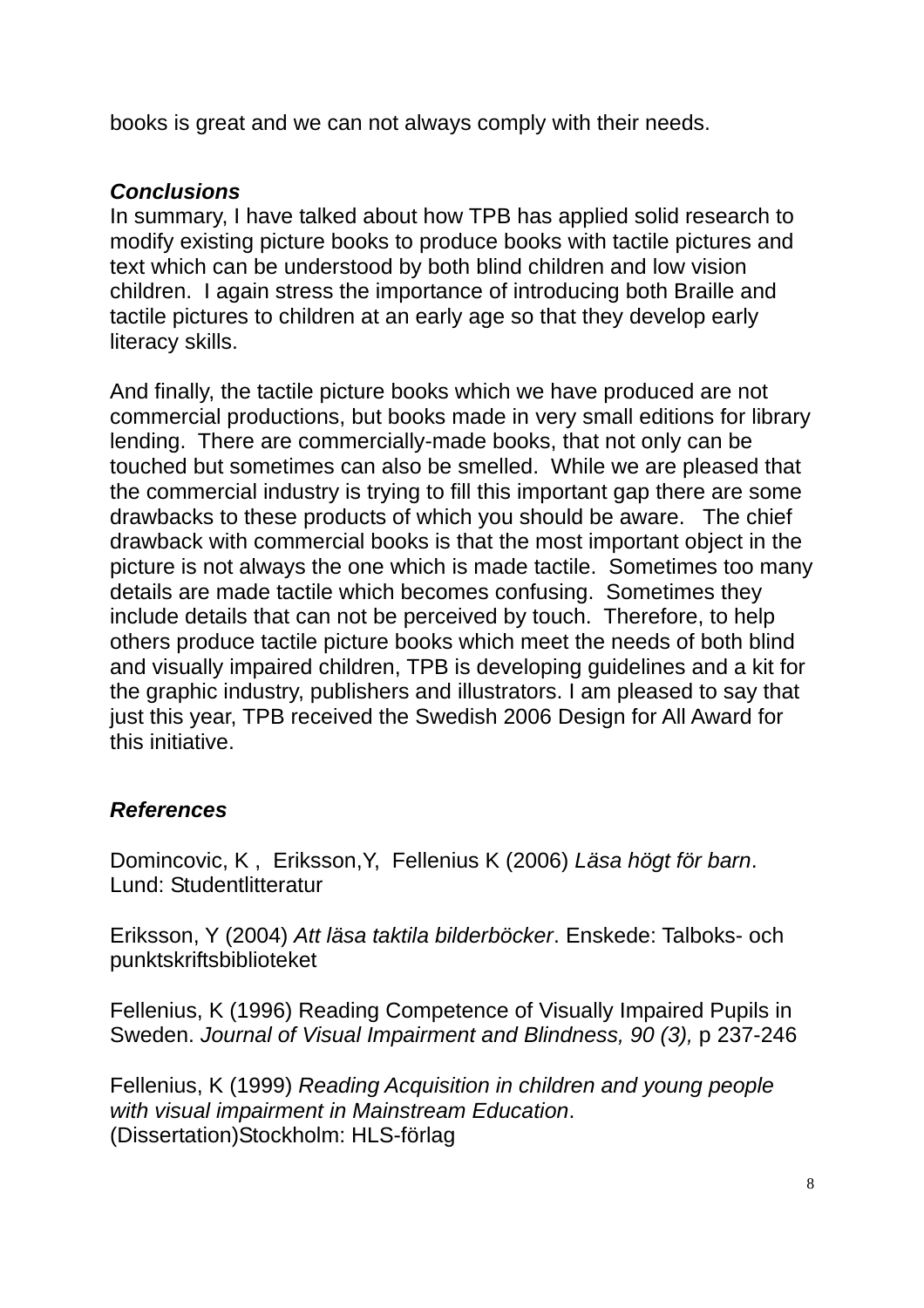books is great and we can not always comply with their needs.

***Conclusions***

In summary, I have talked about how TPB has applied solid research to modify existing picture books to produce books with tactile pictures and text which can be understood by both blind children and low vision children. I again stress the importance of introducing both Braille and tactile pictures to children at an early age so that they develop early literacy skills.

And finally, the tactile picture books which we have produced are not commercial productions, but books made in very small editions for library lending. There are commercially-made books, that not only can be touched but sometimes can also be smelled. While we are pleased that the commercial industry is trying to fill this important gap there are some drawbacks to these products of which you should be aware. The chief drawback with commercial books is that the most important object in the picture is not always the one which is made tactile. Sometimes too many details are made tactile which becomes confusing. Sometimes they include details that can not be perceived by touch. Therefore, to help others produce tactile picture books which meet the needs of both blind and visually impaired children, TPB is developing guidelines and a kit for the graphic industry, publishers and illustrators. I am pleased to say that just this year, TPB received the Swedish 2006 Design for All Award for this initiative.

***References***

Domincovic, K , Eriksson,Y, Fellenius K (2006) *Läsa högt för barn*. Lund: Studentlitteratur

Eriksson, Y (2004) *Att läsa taktila bilderböcker*. Enskede: Talboks- och punktskriftsbiblioteket

Fellenius, K (1996) Reading Competence of Visually Impaired Pupils in Sweden. *Journal of Visual Impairment and Blindness, 90 (3),* p 237-246

Fellenius, K (1999) *Reading Acquisition in children and young people with visual impairment in Mainstream Education*. (Dissertation)Stockholm: HLS-förlag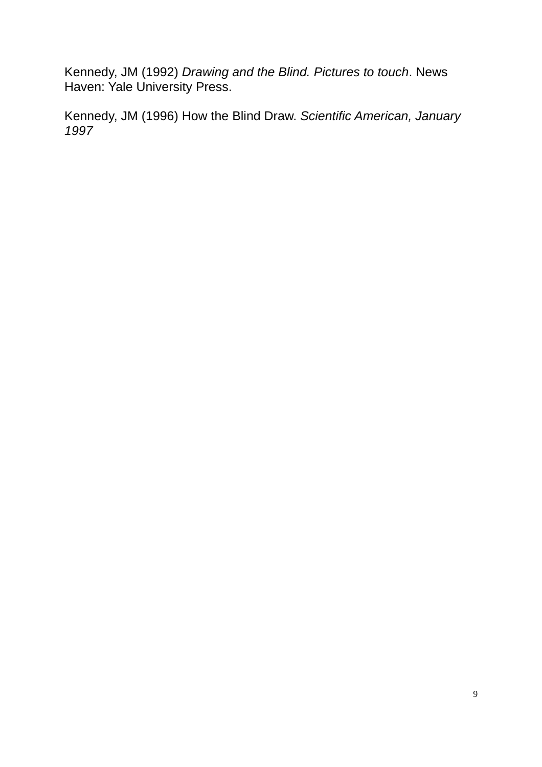Kennedy, JM (1992) *Drawing and the Blind. Pictures to touch*. News Haven: Yale University Press.

Kennedy, JM (1996) How the Blind Draw. *Scientific American, January 1997*